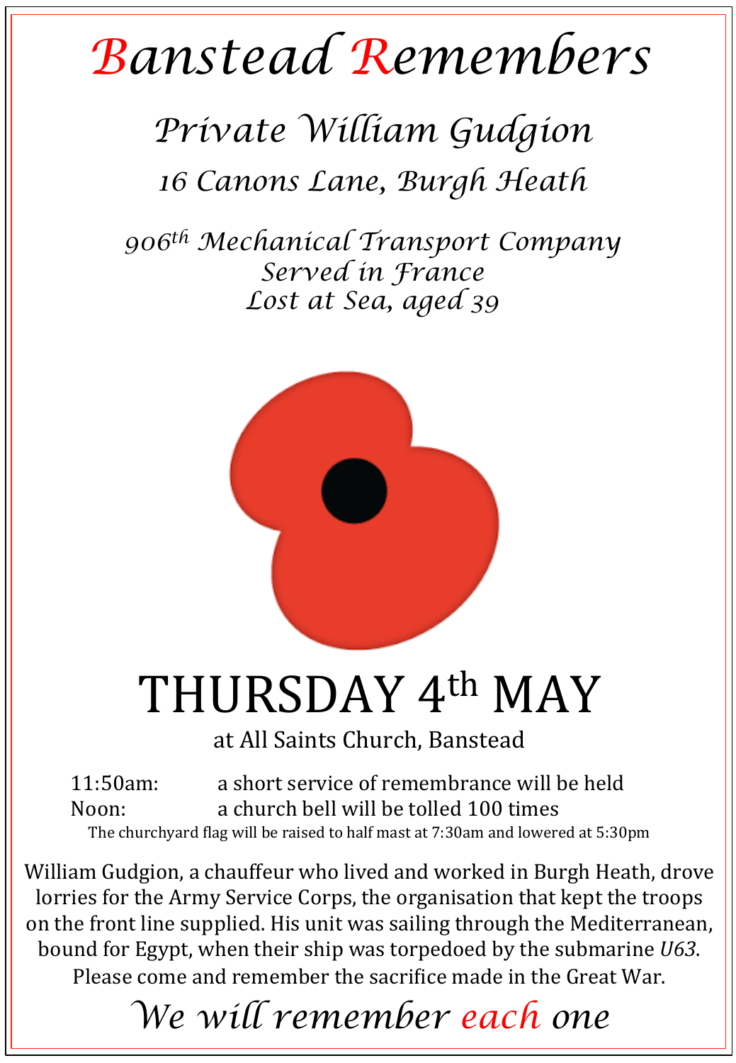# Banstead Remembers

## Private William Gudgion

### 16 Canons Lane, Burgh Heath

906th Mechanical Transport Company
Served in France
Lost at Sea, aged 39

# THURSDAY 4th MAY

at All Saints Church, Banstead

| | |
|---|---|
| 11:50am: | a short service of remembrance will be held |
| Noon: | a church bell will be tolled 100 times |

The churchyard flag will be raised to half mast at 7:30am and lowered at 5:30pm

William Gudgion, a chauffeur who lived and worked in Burgh Heath, drove lorries for the Army Service Corps, the organisation that kept the troops on the front line supplied. His unit was sailing through the Mediterranean, bound for Egypt, when their ship was torpedoed by the submarine *U63*.
Please come and remember the sacrifice made in the Great War.

*We will remember each one*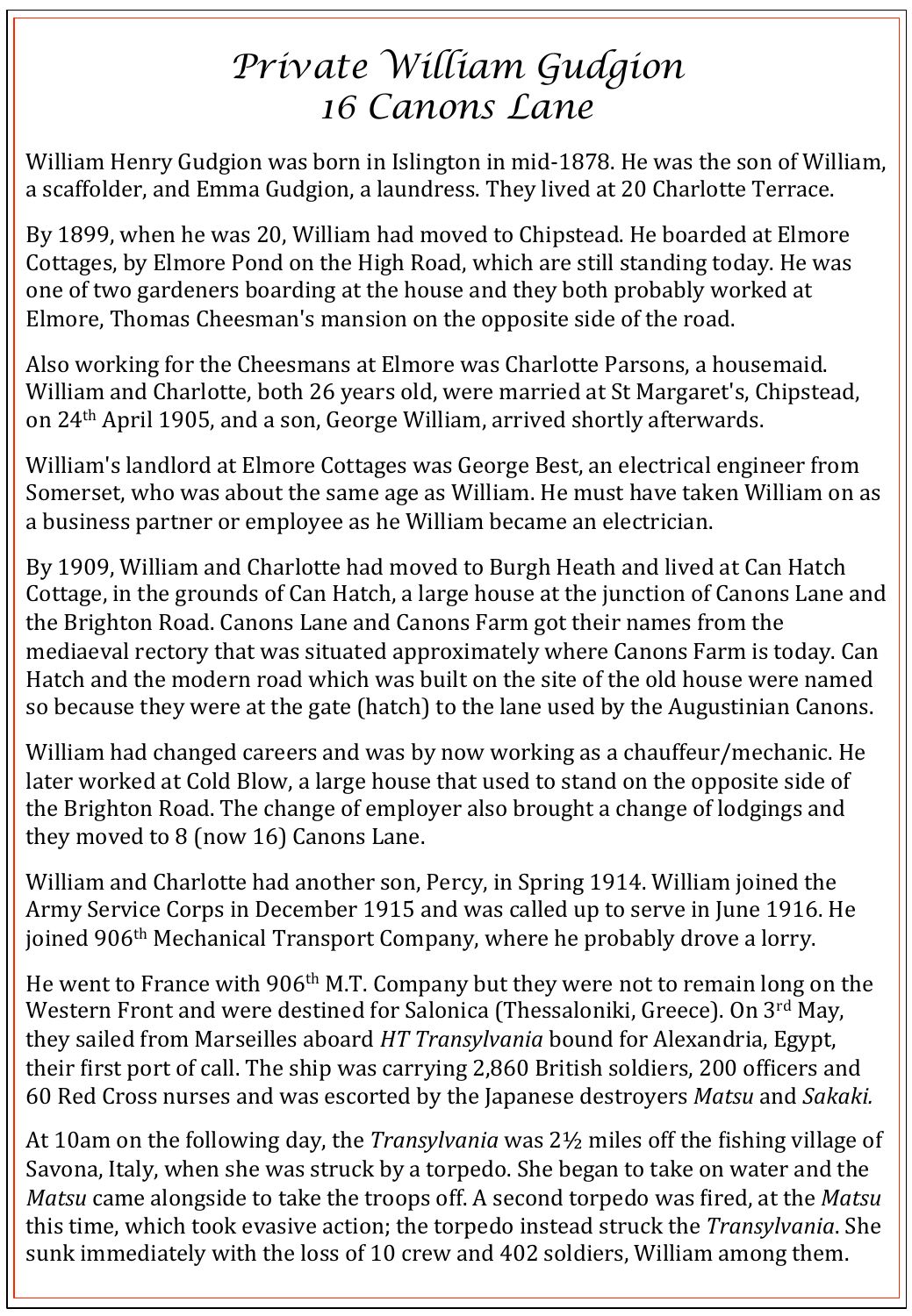# *Private William Gudgion*
# *16 Canons Lane*

William Henry Gudgion was born in Islington in mid-1878. He was the son of William, a scaffolder, and Emma Gudgion, a laundress. They lived at 20 Charlotte Terrace.

By 1899, when he was 20, William had moved to Chipstead. He boarded at Elmore Cottages, by Elmore Pond on the High Road, which are still standing today. He was one of two gardeners boarding at the house and they both probably worked at Elmore, Thomas Cheesman's mansion on the opposite side of the road.

Also working for the Cheesmans at Elmore was Charlotte Parsons, a housemaid. William and Charlotte, both 26 years old, were married at St Margaret's, Chipstead, on 24th April 1905, and a son, George William, arrived shortly afterwards.

William's landlord at Elmore Cottages was George Best, an electrical engineer from Somerset, who was about the same age as William. He must have taken William on as a business partner or employee as he William became an electrician.

By 1909, William and Charlotte had moved to Burgh Heath and lived at Can Hatch Cottage, in the grounds of Can Hatch, a large house at the junction of Canons Lane and the Brighton Road. Canons Lane and Canons Farm got their names from the mediaeval rectory that was situated approximately where Canons Farm is today. Can Hatch and the modern road which was built on the site of the old house were named so because they were at the gate (hatch) to the lane used by the Augustinian Canons.

William had changed careers and was by now working as a chauffeur/mechanic. He later worked at Cold Blow, a large house that used to stand on the opposite side of the Brighton Road. The change of employer also brought a change of lodgings and they moved to 8 (now 16) Canons Lane.

William and Charlotte had another son, Percy, in Spring 1914. William joined the Army Service Corps in December 1915 and was called up to serve in June 1916. He joined 906th Mechanical Transport Company, where he probably drove a lorry.

He went to France with 906th M.T. Company but they were not to remain long on the Western Front and were destined for Salonica (Thessaloniki, Greece). On 3rd May, they sailed from Marseilles aboard *HT Transylvania* bound for Alexandria, Egypt, their first port of call. The ship was carrying 2,860 British soldiers, 200 officers and 60 Red Cross nurses and was escorted by the Japanese destroyers *Matsu* and *Sakaki.*

At 10am on the following day, the *Transylvania* was 2½ miles off the fishing village of Savona, Italy, when she was struck by a torpedo. She began to take on water and the *Matsu* came alongside to take the troops off. A second torpedo was fired, at the *Matsu* this time, which took evasive action; the torpedo instead struck the *Transylvania*. She sunk immediately with the loss of 10 crew and 402 soldiers, William among them.